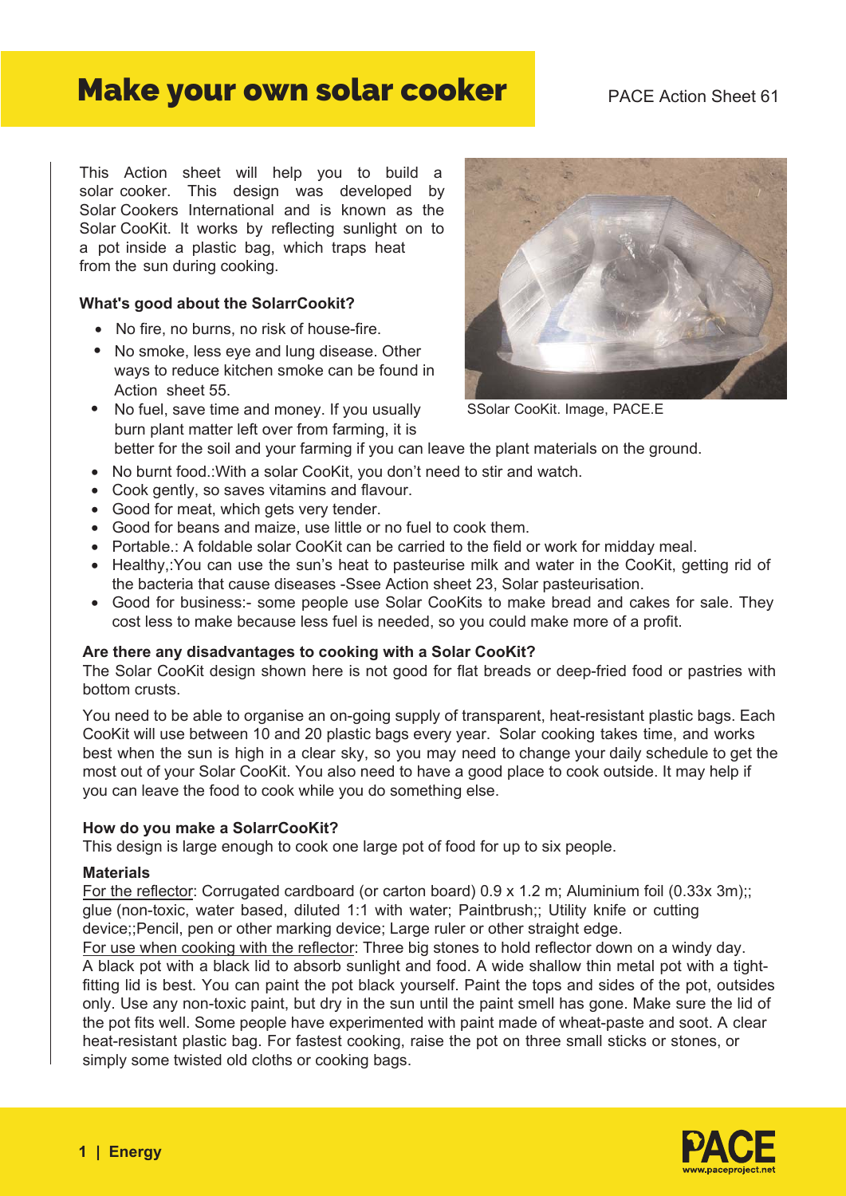# Make your own solar cooker

PACE Action Sheet 61

This Action sheet will help you to build a solar cooker. This design was developed by Solar Cookers International and is known as the Solar CooKit. It works by reflecting sunlight on to a pot inside a plastic bag, which traps heat from the sun during cooking.

SSolar CooKit. Image, PACE.E

**What's good about the SolarrCookit?**

- No fire, no burns, no risk of house-fire.
- No smoke, less eye and lung disease. Other ways to reduce kitchen smoke can be found in Action sheet 55.
- No fuel, save time and money. If you usually burn plant matter left over from farming, it is better for the soil and your farming if you can leave the plant materials on the ground.
- No burnt food.:With a solar CooKit, you don't need to stir and watch.
- Cook gently, so saves vitamins and flavour.
- Good for meat, which gets very tender.
- Good for beans and maize, use little or no fuel to cook them.
- Portable.: A foldable solar CooKit can be carried to the field or work for midday meal.
- Healthy,:You can use the sun's heat to pasteurise milk and water in the CooKit, getting rid of the bacteria that cause diseases -Ssee Action sheet 23, Solar pasteurisation.
- Good for business:- some people use Solar CooKits to make bread and cakes for sale. They cost less to make because less fuel is needed, so you could make more of a profit.

**Are there any disadvantages to cooking with a Solar CooKit?**

The Solar CooKit design shown here is not good for flat breads or deep-fried food or pastries with bottom crusts.

You need to be able to organise an on-going supply of transparent, heat-resistant plastic bags. Each CooKit will use between 10 and 20 plastic bags every year. Solar cooking takes time, and works best when the sun is high in a clear sky, so you may need to change your daily schedule to get the most out of your Solar CooKit. You also need to have a good place to cook outside. It may help if you can leave the food to cook while you do something else.

**How do you make a SolarrCooKit?**

This design is large enough to cook one large pot of food for up to six people.

**Materials**

For the reflector: Corrugated cardboard (or carton board) 0.9 x 1.2 m; Aluminium foil (0.33x 3m);; glue (non-toxic, water based, diluted 1:1 with water; Paintbrush;; Utility knife or cutting device;;Pencil, pen or other marking device; Large ruler or other straight edge.

For use when cooking with the reflector: Three big stones to hold reflector down on a windy day. A black pot with a black lid to absorb sunlight and food. A wide shallow thin metal pot with a tight-fitting lid is best. You can paint the pot black yourself. Paint the tops and sides of the pot, outsides only. Use any non-toxic paint, but dry in the sun until the paint smell has gone. Make sure the lid of the pot fits well. Some people have experimented with paint made of wheat-paste and soot. A clear heat-resistant plastic bag. For fastest cooking, raise the pot on three small sticks or stones, or simply some twisted old cloths or cooking bags.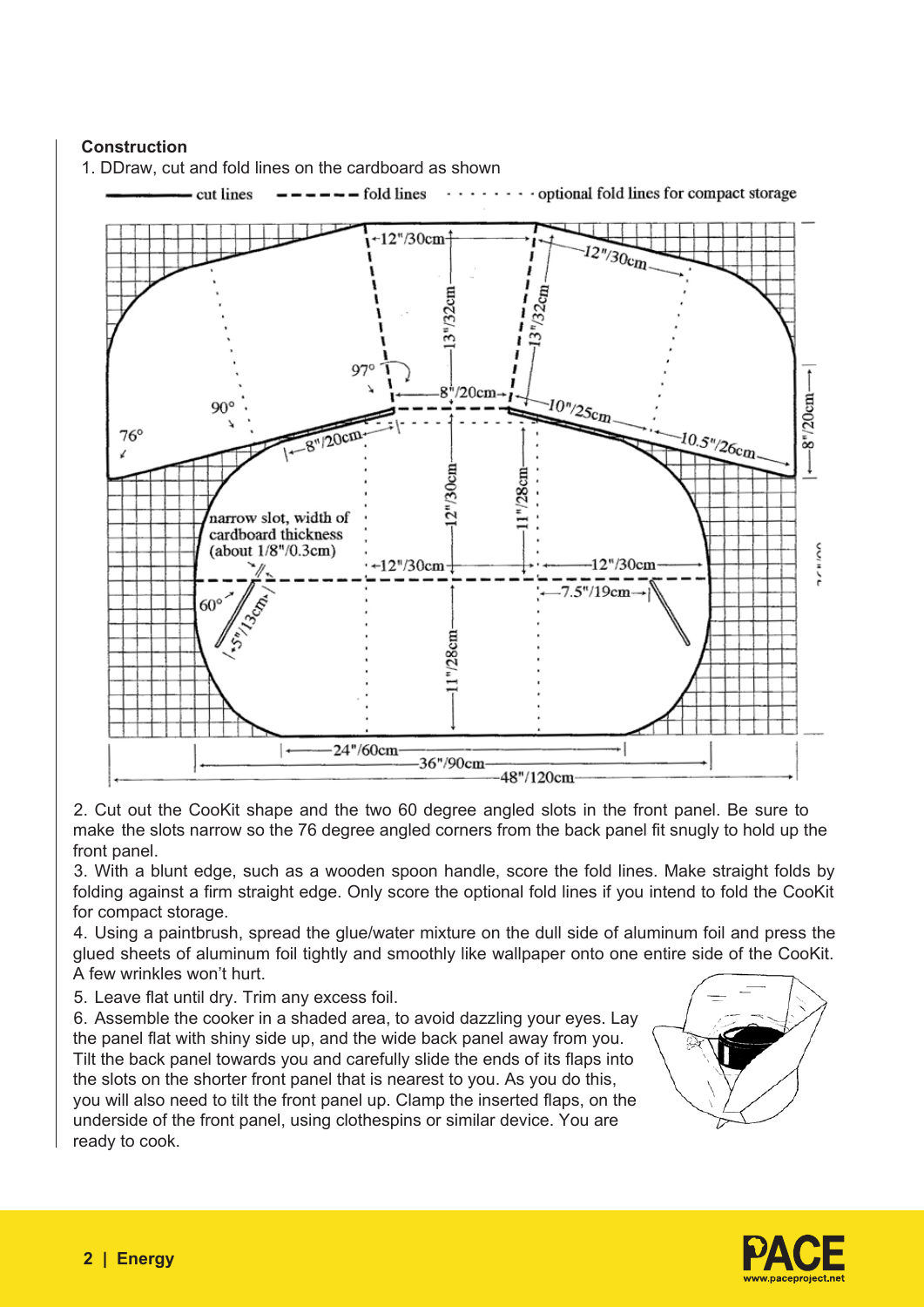**Construction**

1. DDraw, cut and fold lines on the cardboard as shown

2. Cut out the CooKit shape and the two 60 degree angled slots in the front panel. Be sure to make the slots narrow so the 76 degree angled corners from the back panel fit snugly to hold up the front panel.
3. With a blunt edge, such as a wooden spoon handle, score the fold lines. Make straight folds by folding against a firm straight edge. Only score the optional fold lines if you intend to fold the CooKit for compact storage.
4. Using a paintbrush, spread the glue/water mixture on the dull side of aluminum foil and press the glued sheets of aluminum foil tightly and smoothly like wallpaper onto one entire side of the CooKit. A few wrinkles won't hurt.
5. Leave flat until dry. Trim any excess foil.
6. Assemble the cooker in a shaded area, to avoid dazzling your eyes. Lay the panel flat with shiny side up, and the wide back panel away from you. Tilt the back panel towards you and carefully slide the ends of its flaps into the slots on the shorter front panel that is nearest to you. As you do this, you will also need to tilt the front panel up. Clamp the inserted flaps, on the underside of the front panel, using clothespins or similar device. You are ready to cook.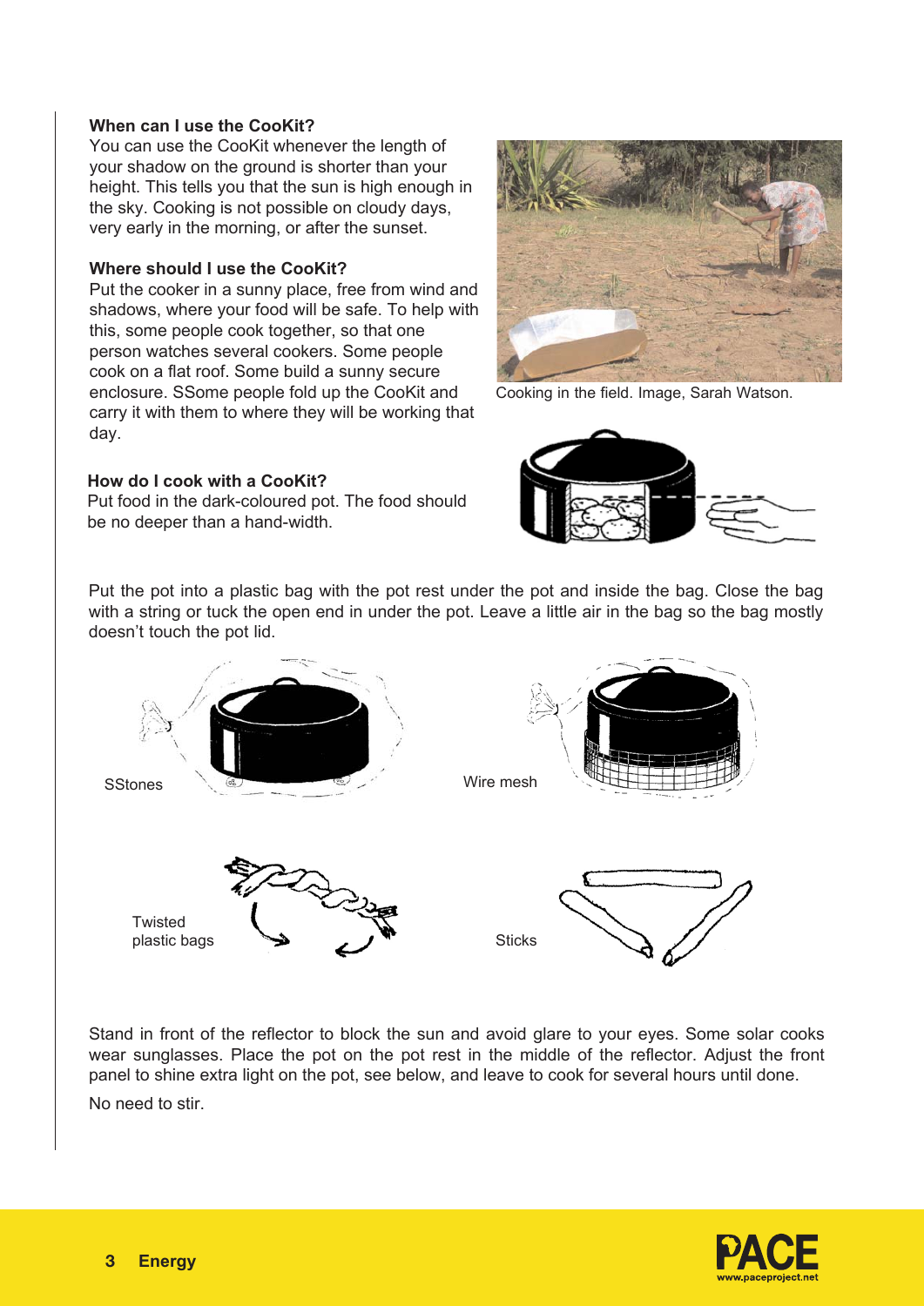**When can I use the CooKit?**

You can use the CooKit whenever the length of your shadow on the ground is shorter than your height. This tells you that the sun is high enough in the sky. Cooking is not possible on cloudy days, very early in the morning, or after the sunset.

**Where should I use the CooKit?**

Put the cooker in a sunny place, free from wind and shadows, where your food will be safe. To help with this, some people cook together, so that one person watches several cookers. Some people cook on a flat roof. Some build a sunny secure enclosure. SSome people fold up the CooKit and carry it with them to where they will be working that day.

Cooking in the field. Image, Sarah Watson.

**How do I cook with a CooKit?**

Put food in the dark-coloured pot. The food should be no deeper than a hand-width.

Put the pot into a plastic bag with the pot rest under the pot and inside the bag. Close the bag with a string or tuck the open end in under the pot. Leave a little air in the bag so the bag mostly doesn't touch the pot lid.

SStones

Wire mesh

Twisted plastic bags

Sticks

Stand in front of the reflector to block the sun and avoid glare to your eyes. Some solar cooks wear sunglasses. Place the pot on the pot rest in the middle of the reflector. Adjust the front panel to shine extra light on the pot, see below, and leave to cook for several hours until done.

No need to stir.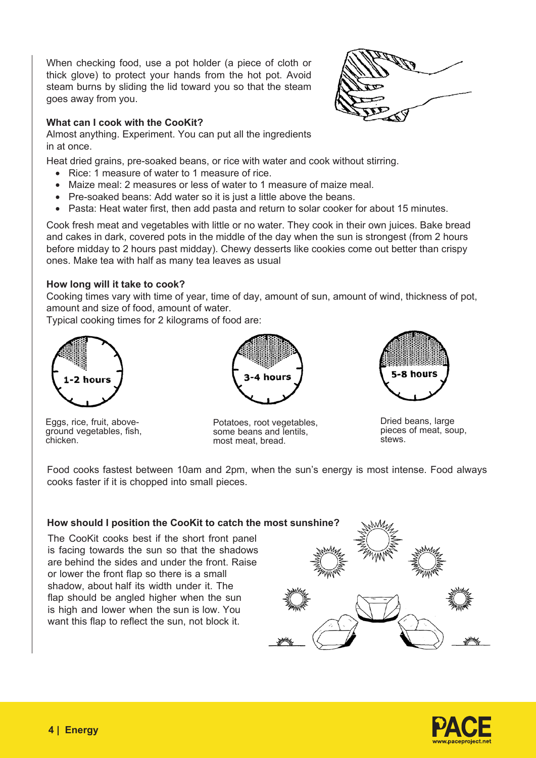When checking food, use a pot holder (a piece of cloth or thick glove) to protect your hands from the hot pot. Avoid steam burns by sliding the lid toward you so that the steam goes away from you.

**What can I cook with the CooKit?**

Almost anything. Experiment. You can put all the ingredients in at once.

Heat dried grains, pre-soaked beans, or rice with water and cook without stirring.

- Rice: 1 measure of water to 1 measure of rice.
- Maize meal: 2 measures or less of water to 1 measure of maize meal.
- Pre-soaked beans: Add water so it is just a little above the beans.
- Pasta: Heat water first, then add pasta and return to solar cooker for about 15 minutes.

Cook fresh meat and vegetables with little or no water. They cook in their own juices. Bake bread and cakes in dark, covered pots in the middle of the day when the sun is strongest (from 2 hours before midday to 2 hours past midday). Chewy desserts like cookies come out better than crispy ones. Make tea with half as many tea leaves as usual

**How long will it take to cook?**

Cooking times vary with time of year, time of day, amount of sun, amount of wind, thickness of pot, amount and size of food, amount of water.

Typical cooking times for 2 kilograms of food are:

**1-2 hours**

Eggs, rice, fruit, above-ground vegetables, fish, chicken.

**3-4 hours**

Potatoes, root vegetables, some beans and lentils, most meat, bread.

**5-8 hours**

Dried beans, large pieces of meat, soup, stews.

Food cooks fastest between 10am and 2pm, when the sun's energy is most intense. Food always cooks faster if it is chopped into small pieces.

**How should I position the CooKit to catch the most sunshine?**

The CooKit cooks best if the short front panel is facing towards the sun so that the shadows are behind the sides and under the front. Raise or lower the front flap so there is a small shadow, about half its width under it. The flap should be angled higher when the sun is high and lower when the sun is low. You want this flap to reflect the sun, not block it.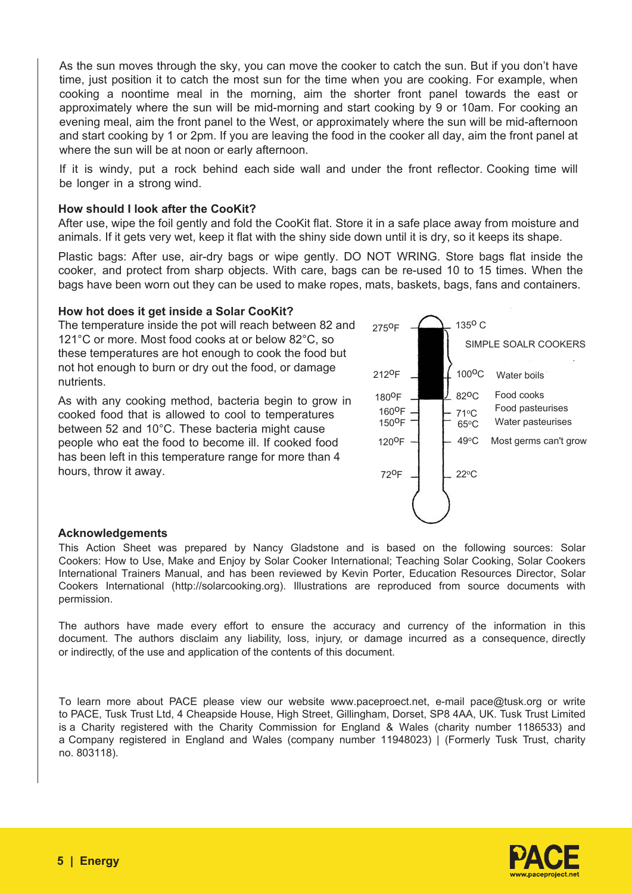As the sun moves through the sky, you can move the cooker to catch the sun. But if you don't have time, just position it to catch the most sun for the time when you are cooking. For example, when cooking a noontime meal in the morning, aim the shorter front panel towards the east or approximately where the sun will be mid-morning and start cooking by 9 or 10am. For cooking an evening meal, aim the front panel to the West, or approximately where the sun will be mid-afternoon and start cooking by 1 or 2pm. If you are leaving the food in the cooker all day, aim the front panel at where the sun will be at noon or early afternoon.

If it is windy, put a rock behind each side wall and under the front reflector. Cooking time will be longer in a strong wind.

### How should I look after the CooKit?

After use, wipe the foil gently and fold the CooKit flat. Store it in a safe place away from moisture and animals. If it gets very wet, keep it flat with the shiny side down until it is dry, so it keeps its shape.

Plastic bags: After use, air-dry bags or wipe gently. DO NOT WRING. Store bags flat inside the cooker, and protect from sharp objects. With care, bags can be re-used 10 to 15 times. When the bags have been worn out they can be used to make ropes, mats, baskets, bags, fans and containers.

### How hot does it get inside a Solar CooKit?

The temperature inside the pot will reach between 82 and 121°C or more. Most food cooks at or below 82°C, so these temperatures are hot enough to cook the food but not hot enough to burn or dry out the food, or damage nutrients.

As with any cooking method, bacteria begin to grow in cooked food that is allowed to cool to temperatures between 52 and 10°C. These bacteria might cause people who eat the food to become ill. If cooked food has been left in this temperature range for more than 4 hours, throw it away.

275°F
135°C
SIMPLE SOALR COOKERS
212°F
100°C
Water boils
180°F
82°C
Food cooks
160°F
71°C
Food pasteurises
150°F
65°C
Water pasteurises
120°F
49°C
Most germs can't grow
72°F
22°C

### Acknowledgements

This Action Sheet was prepared by Nancy Gladstone and is based on the following sources: Solar Cookers: How to Use, Make and Enjoy by Solar Cooker International; Teaching Solar Cooking, Solar Cookers International Trainers Manual, and has been reviewed by Kevin Porter, Education Resources Director, Solar Cookers International (http://solarcooking.org). Illustrations are reproduced from source documents with permission.

The authors have made every effort to ensure the accuracy and currency of the information in this document. The authors disclaim any liability, loss, injury, or damage incurred as a consequence, directly or indirectly, of the use and application of the contents of this document.

To learn more about PACE please view our website www.paceproect.net, e-mail pace@tusk.org or write to PACE, Tusk Trust Ltd, 4 Cheapside House, High Street, Gillingham, Dorset, SP8 4AA, UK. Tusk Trust Limited is a Charity registered with the Charity Commission for England & Wales (charity number 1186533) and a Company registered in England and Wales (company number 11948023) | (Formerly Tusk Trust, charity no. 803118).